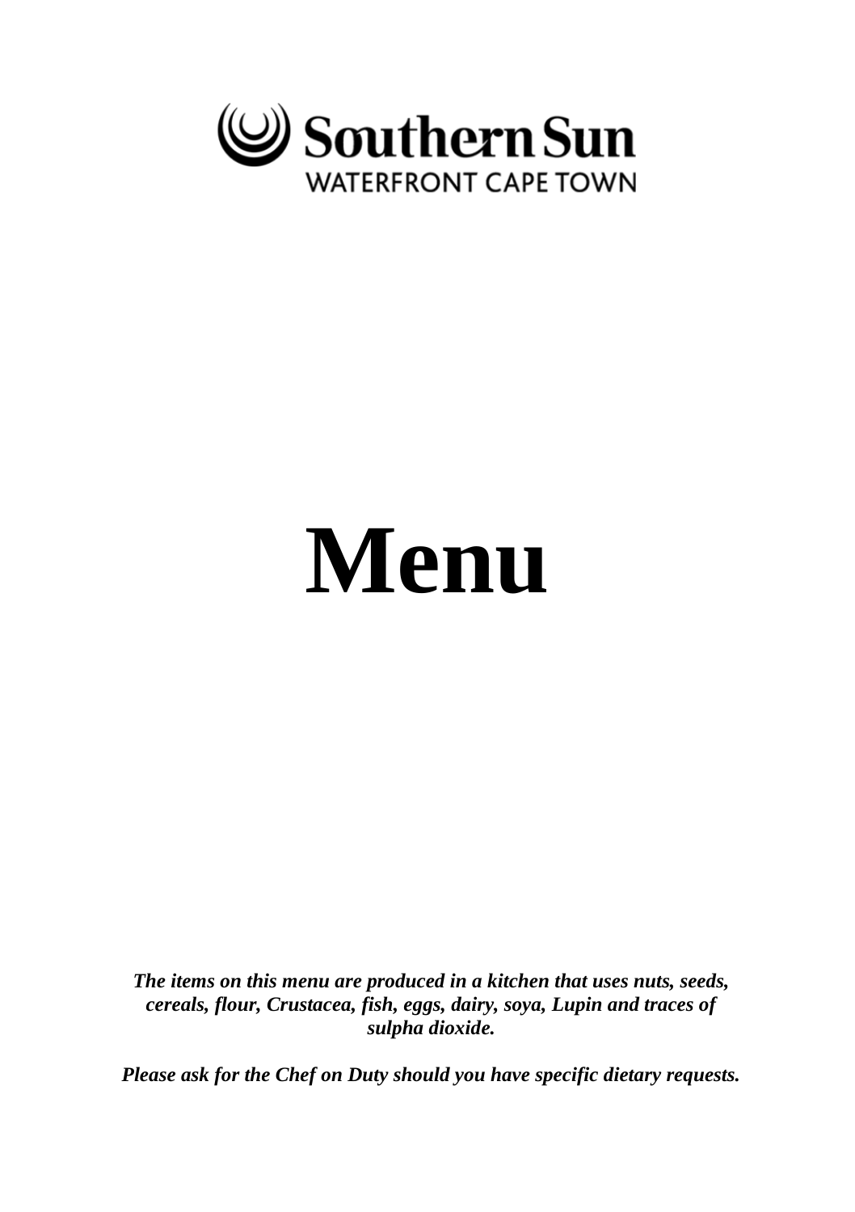Southern Sun
WATERFRONT CAPE TOWN

# Menu

***The items on this menu are produced in a kitchen that uses nuts, seeds, cereals, flour, Crustacea, fish, eggs, dairy, soya, Lupin and traces of sulpha dioxide.***

***Please ask for the Chef on Duty should you have specific dietary requests.***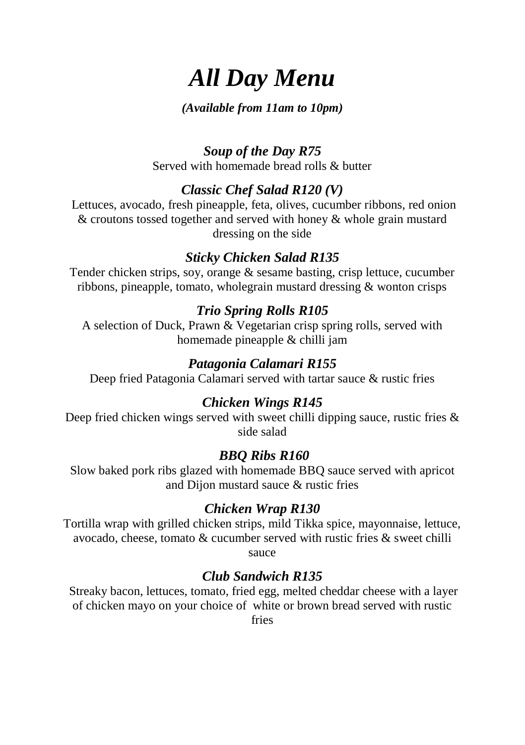# *All Day Menu*

***(Available from 11am to 10pm)***

### *Soup of the Day R75*

Served with homemade bread rolls & butter

### *Classic Chef Salad R120 (V)*

Lettuces, avocado, fresh pineapple, feta, olives, cucumber ribbons, red onion & croutons tossed together and served with honey & whole grain mustard dressing on the side

### *Sticky Chicken Salad R135*

Tender chicken strips, soy, orange & sesame basting, crisp lettuce, cucumber ribbons, pineapple, tomato, wholegrain mustard dressing & wonton crisps

### *Trio Spring Rolls R105*

A selection of Duck, Prawn & Vegetarian crisp spring rolls, served with homemade pineapple & chilli jam

### *Patagonia Calamari R155*

Deep fried Patagonia Calamari served with tartar sauce & rustic fries

### *Chicken Wings R145*

Deep fried chicken wings served with sweet chilli dipping sauce, rustic fries & side salad

### *BBQ Ribs R160*

Slow baked pork ribs glazed with homemade BBQ sauce served with apricot and Dijon mustard sauce & rustic fries

### *Chicken Wrap R130*

Tortilla wrap with grilled chicken strips, mild Tikka spice, mayonnaise, lettuce, avocado, cheese, tomato & cucumber served with rustic fries & sweet chilli sauce

### *Club Sandwich R135*

Streaky bacon, lettuces, tomato, fried egg, melted cheddar cheese with a layer of chicken mayo on your choice of white or brown bread served with rustic fries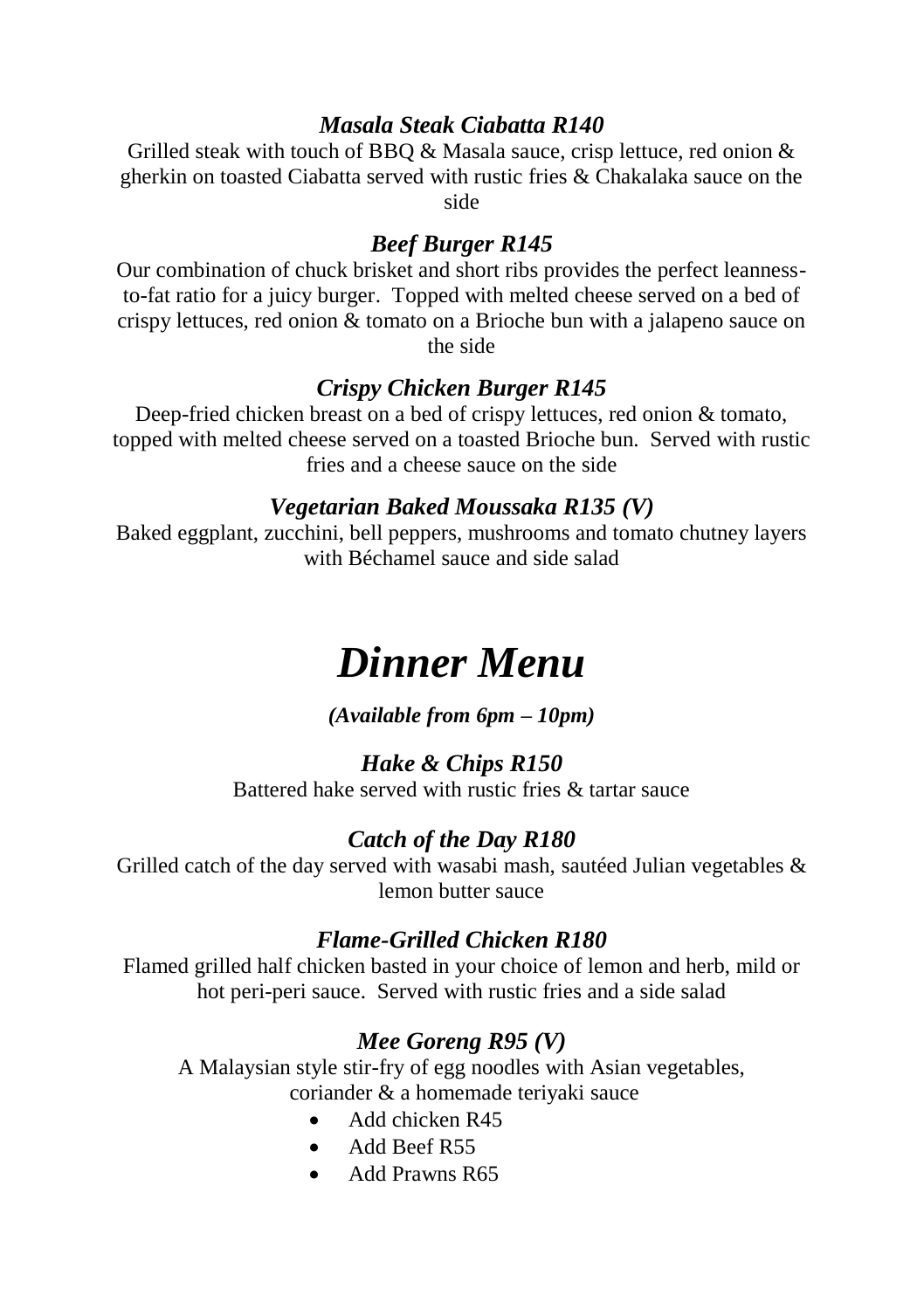### *Masala Steak Ciabatta R140*

Grilled steak with touch of BBQ & Masala sauce, crisp lettuce, red onion & gherkin on toasted Ciabatta served with rustic fries & Chakalaka sauce on the side

### *Beef Burger R145*

Our combination of chuck brisket and short ribs provides the perfect leanness-to-fat ratio for a juicy burger. Topped with melted cheese served on a bed of crispy lettuces, red onion & tomato on a Brioche bun with a jalapeno sauce on the side

### *Crispy Chicken Burger R145*

Deep-fried chicken breast on a bed of crispy lettuces, red onion & tomato, topped with melted cheese served on a toasted Brioche bun. Served with rustic fries and a cheese sauce on the side

### *Vegetarian Baked Moussaka R135 (V)*

Baked eggplant, zucchini, bell peppers, mushrooms and tomato chutney layers with Béchamel sauce and side salad

# *Dinner Menu*

***(Available from 6pm – 10pm)***

### *Hake & Chips R150*

Battered hake served with rustic fries & tartar sauce

### *Catch of the Day R180*

Grilled catch of the day served with wasabi mash, sautéed Julian vegetables & lemon butter sauce

### *Flame-Grilled Chicken R180*

Flamed grilled half chicken basted in your choice of lemon and herb, mild or hot peri-peri sauce. Served with rustic fries and a side salad

### *Mee Goreng R95 (V)*

A Malaysian style stir-fry of egg noodles with Asian vegetables, coriander & a homemade teriyaki sauce

- Add chicken R45
- Add Beef R55
- Add Prawns R65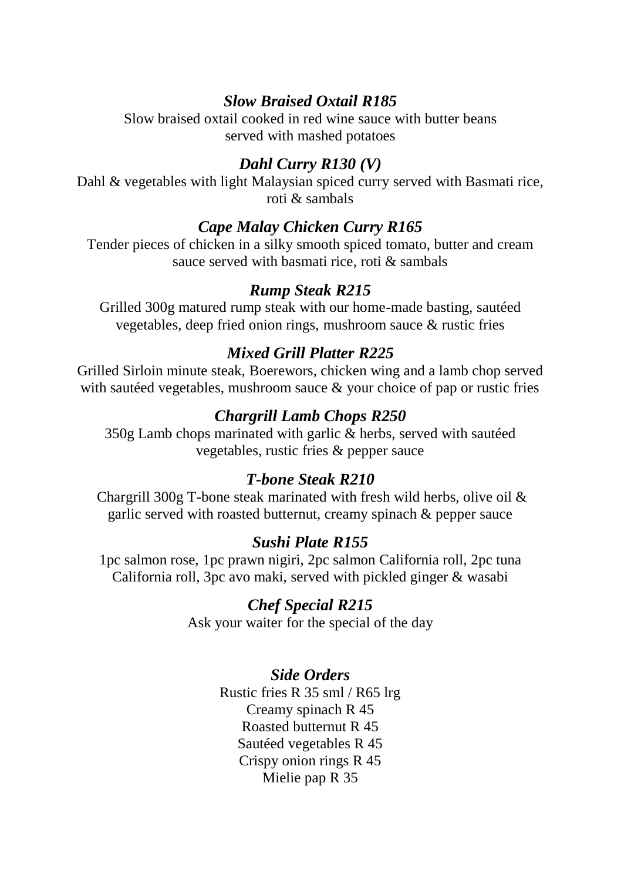### *Slow Braised Oxtail R185*

Slow braised oxtail cooked in red wine sauce with butter beans served with mashed potatoes

### *Dahl Curry R130 (V)*

Dahl & vegetables with light Malaysian spiced curry served with Basmati rice, roti & sambals

### *Cape Malay Chicken Curry R165*

Tender pieces of chicken in a silky smooth spiced tomato, butter and cream sauce served with basmati rice, roti & sambals

### *Rump Steak R215*

Grilled 300g matured rump steak with our home-made basting, sautéed vegetables, deep fried onion rings, mushroom sauce & rustic fries

### *Mixed Grill Platter R225*

Grilled Sirloin minute steak, Boerewors, chicken wing and a lamb chop served with sautéed vegetables, mushroom sauce & your choice of pap or rustic fries

### *Chargrill Lamb Chops R250*

350g Lamb chops marinated with garlic & herbs, served with sautéed vegetables, rustic fries & pepper sauce

### *T-bone Steak R210*

Chargrill 300g T-bone steak marinated with fresh wild herbs, olive oil & garlic served with roasted butternut, creamy spinach & pepper sauce

### *Sushi Plate R155*

1pc salmon rose, 1pc prawn nigiri, 2pc salmon California roll, 2pc tuna California roll, 3pc avo maki, served with pickled ginger & wasabi

### *Chef Special R215*

Ask your waiter for the special of the day

### *Side Orders*

Rustic fries R 35 sml / R65 lrg
Creamy spinach R 45
Roasted butternut R 45
Sautéed vegetables R 45
Crispy onion rings R 45
Mielie pap R 35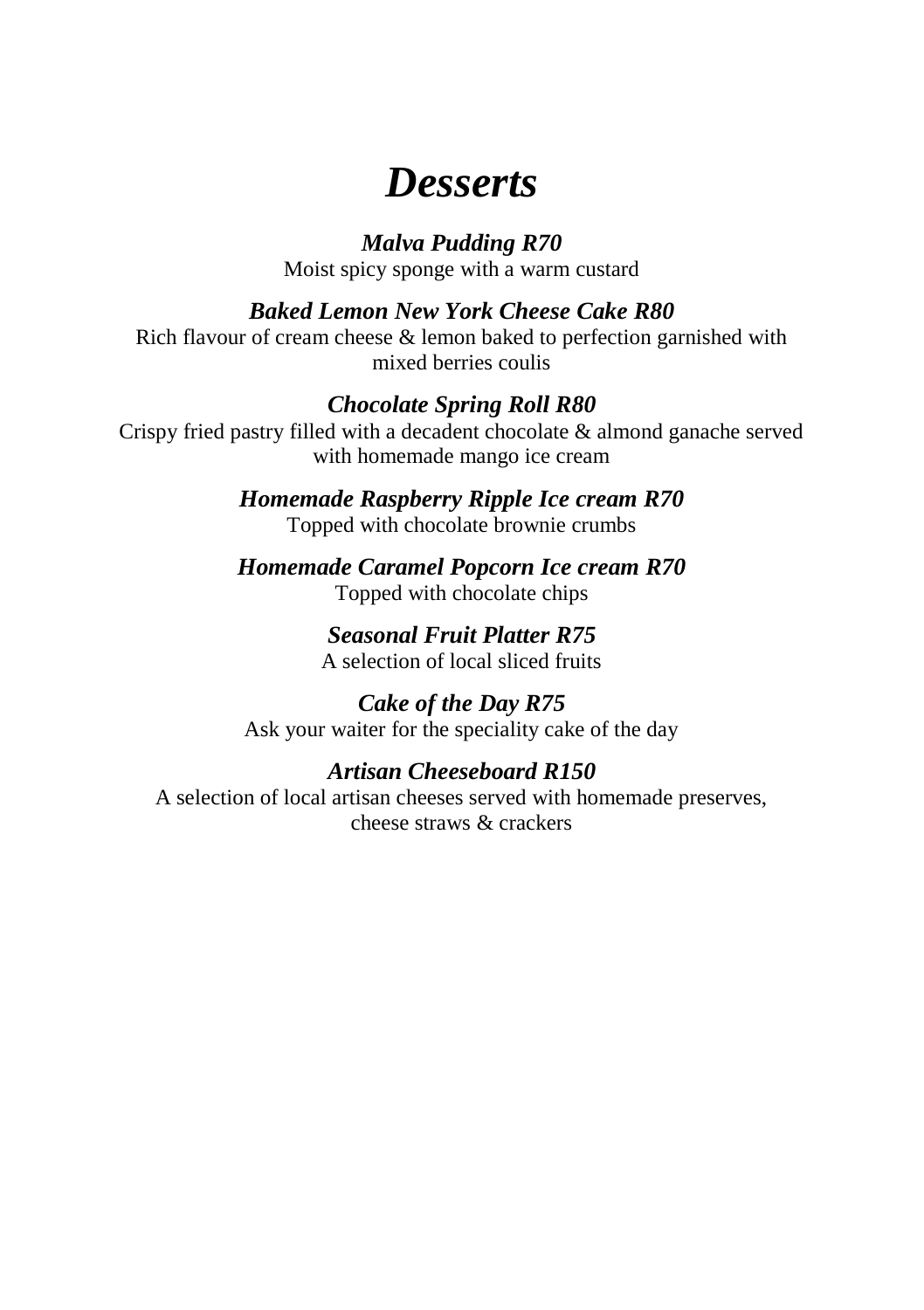# *Desserts*

***Malva Pudding R70***

Moist spicy sponge with a warm custard

***Baked Lemon New York Cheese Cake R80***

Rich flavour of cream cheese & lemon baked to perfection garnished with mixed berries coulis

***Chocolate Spring Roll R80***

Crispy fried pastry filled with a decadent chocolate & almond ganache served with homemade mango ice cream

***Homemade Raspberry Ripple Ice cream R70***

Topped with chocolate brownie crumbs

***Homemade Caramel Popcorn Ice cream R70***

Topped with chocolate chips

***Seasonal Fruit Platter R75***

A selection of local sliced fruits

***Cake of the Day R75***

Ask your waiter for the speciality cake of the day

***Artisan Cheeseboard R150***

A selection of local artisan cheeses served with homemade preserves, cheese straws & crackers